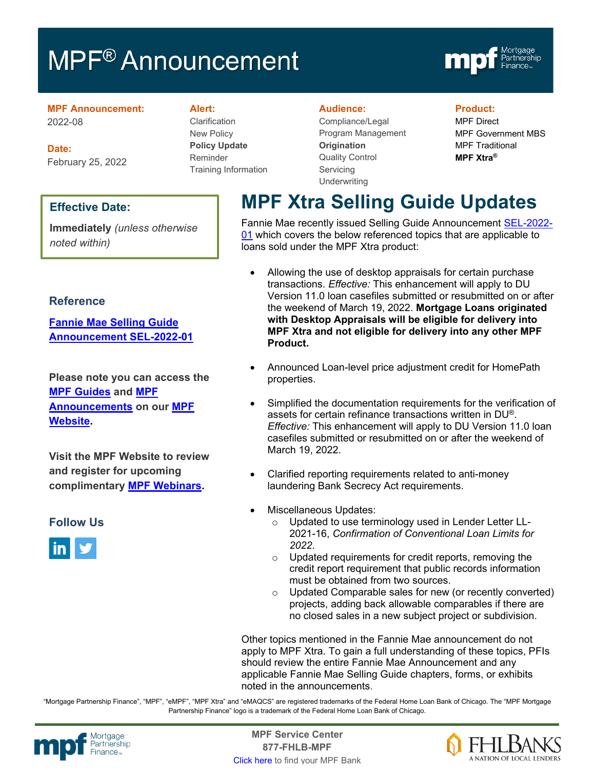# MPF® Announcement

**MPF Announcement:**
2022-08

**Date:**
February 25, 2022

**Alert:**
Clarification
New Policy
**Policy Update**
Reminder
Training Information

**Audience:**
Compliance/Legal
Program Management
**Origination**
Quality Control
Servicing
Underwriting

**Product:**
MPF Direct
MPF Government MBS
MPF Traditional
**MPF Xtra®**

**Effective Date:**

**Immediately** *(unless otherwise noted within)*

## MPF Xtra Selling Guide Updates

Fannie Mae recently issued Selling Guide Announcement SEL-2022-01 which covers the below referenced topics that are applicable to loans sold under the MPF Xtra product:

- Allowing the use of desktop appraisals for certain purchase transactions. *Effective:* This enhancement will apply to DU Version 11.0 loan casefiles submitted or resubmitted on or after the weekend of March 19, 2022. **Mortgage Loans originated with Desktop Appraisals will be eligible for delivery into MPF Xtra and not eligible for delivery into any other MPF Product.**

- Announced Loan-level price adjustment credit for HomePath properties.

- Simplified the documentation requirements for the verification of assets for certain refinance transactions written in DU®. *Effective:* This enhancement will apply to DU Version 11.0 loan casefiles submitted or resubmitted on or after the weekend of March 19, 2022.

- Clarified reporting requirements related to anti-money laundering Bank Secrecy Act requirements.

- Miscellaneous Updates:
  - Updated to use terminology used in Lender Letter LL-2021-16, *Confirmation of Conventional Loan Limits for 2022*.
  - Updated requirements for credit reports, removing the credit report requirement that public records information must be obtained from two sources.
  - Updated Comparable sales for new (or recently converted) projects, adding back allowable comparables if there are no closed sales in a new subject project or subdivision.

Other topics mentioned in the Fannie Mae announcement do not apply to MPF Xtra. To gain a full understanding of these topics, PFIs should review the entire Fannie Mae Announcement and any applicable Fannie Mae Selling Guide chapters, forms, or exhibits noted in the announcements.

### Reference

Fannie Mae Selling Guide Announcement SEL-2022-01

**Please note you can access the MPF Guides and MPF Announcements on our MPF Website.**

**Visit the MPF Website to review and register for upcoming complimentary MPF Webinars.**

### Follow Us

"Mortgage Partnership Finance", "MPF", "eMPF", "MPF Xtra" and "eMAQCS" are registered trademarks of the Federal Home Loan Bank of Chicago. The "MPF Mortgage Partnership Finance" logo is a trademark of the Federal Home Loan Bank of Chicago.

**MPF Service Center**
**877-FHLB-MPF**
Click here to find your MPF Bank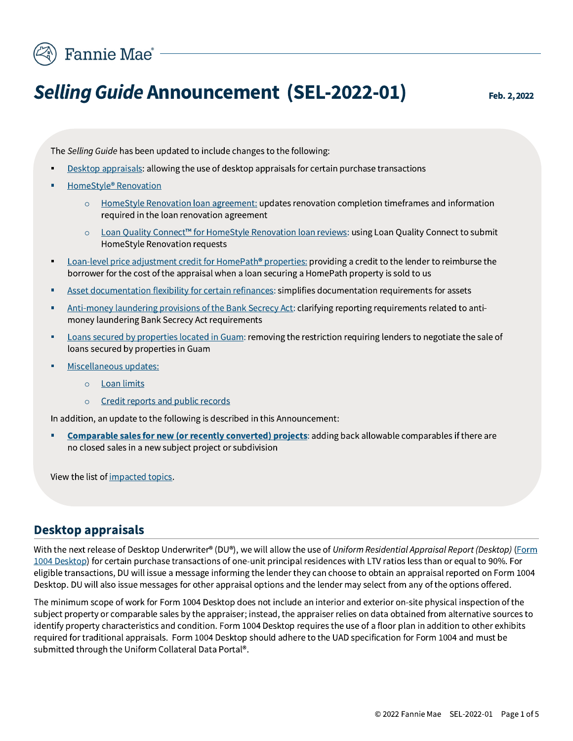# *Selling Guide* Announcement (SEL-2022-01)

**Feb. 2, 2022**

The *Selling Guide* has been updated to include changes to the following:

- Desktop appraisals: allowing the use of desktop appraisals for certain purchase transactions
- HomeStyle® Renovation
  - HomeStyle Renovation loan agreement: updates renovation completion timeframes and information required in the loan renovation agreement
  - Loan Quality Connect™ for HomeStyle Renovation loan reviews: using Loan Quality Connect to submit HomeStyle Renovation requests
- Loan-level price adjustment credit for HomePath® properties: providing a credit to the lender to reimburse the borrower for the cost of the appraisal when a loan securing a HomePath property is sold to us
- Asset documentation flexibility for certain refinances: simplifies documentation requirements for assets
- Anti-money laundering provisions of the Bank Secrecy Act: clarifying reporting requirements related to anti-money laundering Bank Secrecy Act requirements
- Loans secured by properties located in Guam: removing the restriction requiring lenders to negotiate the sale of loans secured by properties in Guam
- Miscellaneous updates:
  - Loan limits
  - Credit reports and public records

In addition, an update to the following is described in this Announcement:

- **Comparable sales for new (or recently converted) projects**: adding back allowable comparables if there are no closed sales in a new subject project or subdivision

View the list of impacted topics.

## Desktop appraisals

With the next release of Desktop Underwriter® (DU®), we will allow the use of *Uniform Residential Appraisal Report (Desktop)* (Form 1004 Desktop) for certain purchase transactions of one-unit principal residences with LTV ratios less than or equal to 90%. For eligible transactions, DU will issue a message informing the lender they can choose to obtain an appraisal reported on Form 1004 Desktop. DU will also issue messages for other appraisal options and the lender may select from any of the options offered.

The minimum scope of work for Form 1004 Desktop does not include an interior and exterior on-site physical inspection of the subject property or comparable sales by the appraiser; instead, the appraiser relies on data obtained from alternative sources to identify property characteristics and condition. Form 1004 Desktop requires the use of a floor plan in addition to other exhibits required for traditional appraisals. Form 1004 Desktop should adhere to the UAD specification for Form 1004 and must be submitted through the Uniform Collateral Data Portal®.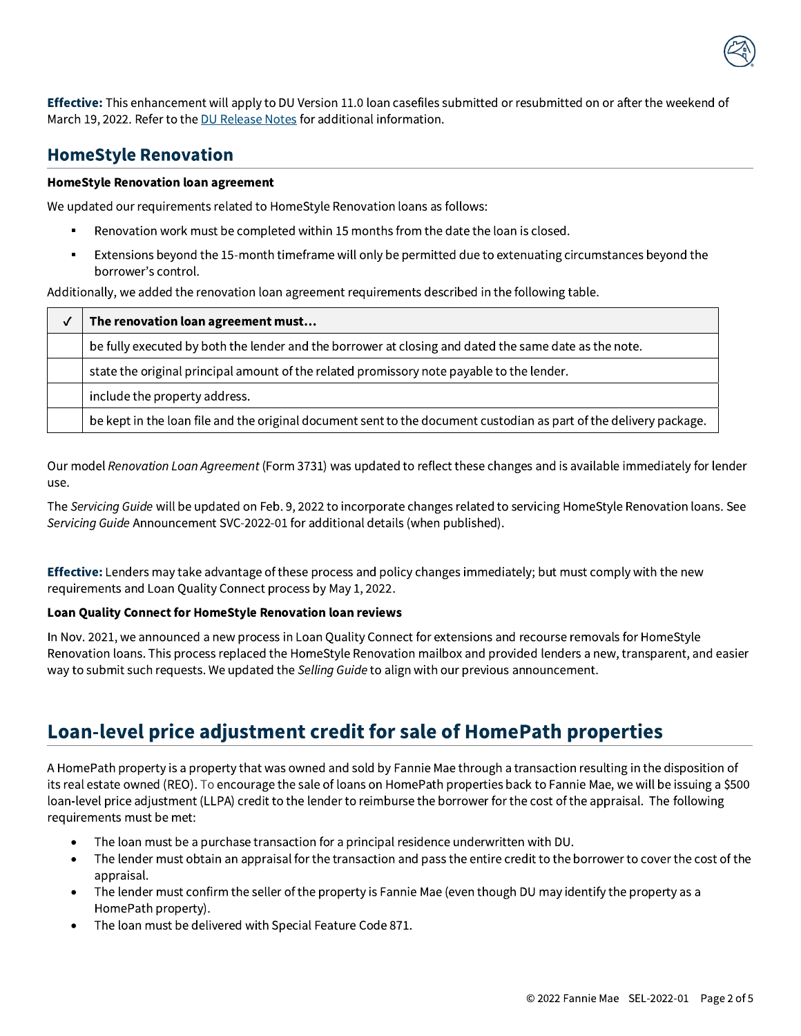**Effective:** This enhancement will apply to DU Version 11.0 loan casefiles submitted or resubmitted on or after the weekend of March 19, 2022. Refer to the DU Release Notes for additional information.

## HomeStyle Renovation

**HomeStyle Renovation loan agreement**

We updated our requirements related to HomeStyle Renovation loans as follows:

- Renovation work must be completed within 15 months from the date the loan is closed.
- Extensions beyond the 15-month timeframe will only be permitted due to extenuating circumstances beyond the borrower's control.

Additionally, we added the renovation loan agreement requirements described in the following table.

| ✓ | The renovation loan agreement must… |
|---|---|
| | be fully executed by both the lender and the borrower at closing and dated the same date as the note. |
| | state the original principal amount of the related promissory note payable to the lender. |
| | include the property address. |
| | be kept in the loan file and the original document sent to the document custodian as part of the delivery package. |

Our model *Renovation Loan Agreement* (Form 3731) was updated to reflect these changes and is available immediately for lender use.

The *Servicing Guide* will be updated on Feb. 9, 2022 to incorporate changes related to servicing HomeStyle Renovation loans. See *Servicing Guide* Announcement SVC-2022-01 for additional details (when published).

**Effective:** Lenders may take advantage of these process and policy changes immediately; but must comply with the new requirements and Loan Quality Connect process by May 1, 2022.

**Loan Quality Connect for HomeStyle Renovation loan reviews**

In Nov. 2021, we announced a new process in Loan Quality Connect for extensions and recourse removals for HomeStyle Renovation loans. This process replaced the HomeStyle Renovation mailbox and provided lenders a new, transparent, and easier way to submit such requests. We updated the *Selling Guide* to align with our previous announcement.

## Loan-level price adjustment credit for sale of HomePath properties

A HomePath property is a property that was owned and sold by Fannie Mae through a transaction resulting in the disposition of its real estate owned (REO). To encourage the sale of loans on HomePath properties back to Fannie Mae, we will be issuing a $500 loan-level price adjustment (LLPA) credit to the lender to reimburse the borrower for the cost of the appraisal. The following requirements must be met:

- The loan must be a purchase transaction for a principal residence underwritten with DU.
- The lender must obtain an appraisal for the transaction and pass the entire credit to the borrower to cover the cost of the appraisal.
- The lender must confirm the seller of the property is Fannie Mae (even though DU may identify the property as a HomePath property).
- The loan must be delivered with Special Feature Code 871.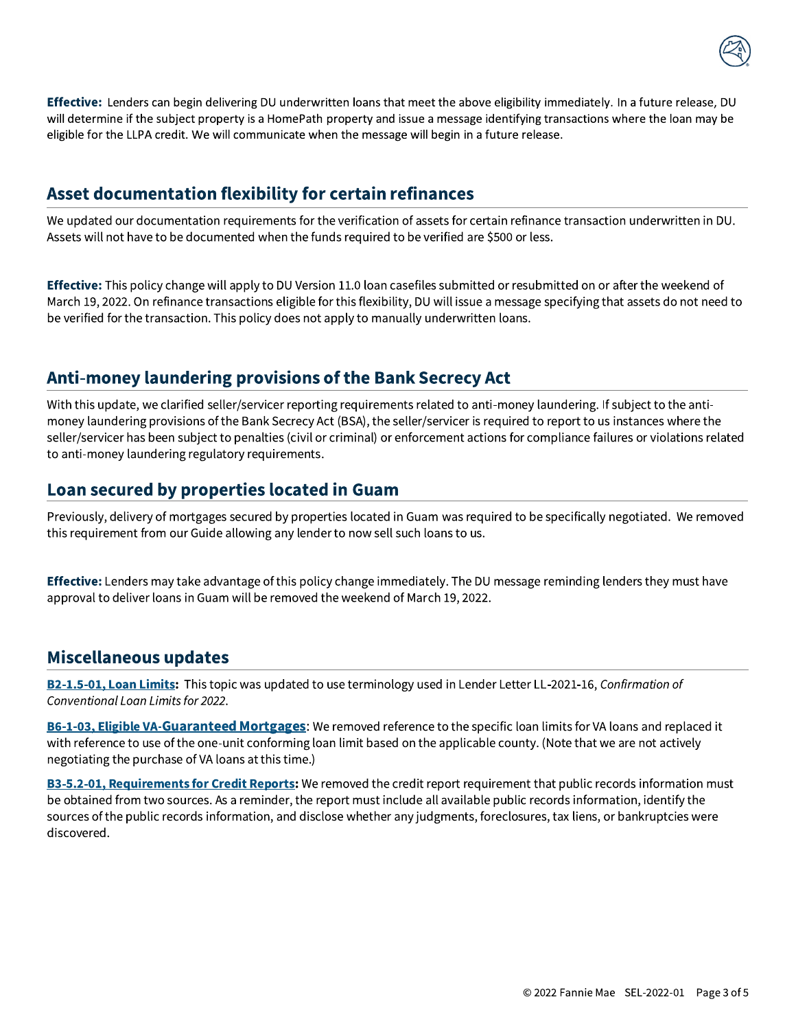**Effective:** Lenders can begin delivering DU underwritten loans that meet the above eligibility immediately. In a future release, DU will determine if the subject property is a HomePath property and issue a message identifying transactions where the loan may be eligible for the LLPA credit. We will communicate when the message will begin in a future release.

## Asset documentation flexibility for certain refinances

We updated our documentation requirements for the verification of assets for certain refinance transaction underwritten in DU. Assets will not have to be documented when the funds required to be verified are $500 or less.

**Effective:** This policy change will apply to DU Version 11.0 loan casefiles submitted or resubmitted on or after the weekend of March 19, 2022. On refinance transactions eligible for this flexibility, DU will issue a message specifying that assets do not need to be verified for the transaction. This policy does not apply to manually underwritten loans.

## Anti-money laundering provisions of the Bank Secrecy Act

With this update, we clarified seller/servicer reporting requirements related to anti-money laundering. If subject to the anti-money laundering provisions of the Bank Secrecy Act (BSA), the seller/servicer is required to report to us instances where the seller/servicer has been subject to penalties (civil or criminal) or enforcement actions for compliance failures or violations related to anti-money laundering regulatory requirements.

## Loan secured by properties located in Guam

Previously, delivery of mortgages secured by properties located in Guam was required to be specifically negotiated. We removed this requirement from our Guide allowing any lender to now sell such loans to us.

**Effective:** Lenders may take advantage of this policy change immediately. The DU message reminding lenders they must have approval to deliver loans in Guam will be removed the weekend of March 19, 2022.

## Miscellaneous updates

**B2-1.5-01, Loan Limits:** This topic was updated to use terminology used in Lender Letter LL-2021-16, *Confirmation of Conventional Loan Limits for 2022*.

**B6-1-03, Eligible VA-Guaranteed Mortgages**: We removed reference to the specific loan limits for VA loans and replaced it with reference to use of the one-unit conforming loan limit based on the applicable county. (Note that we are not actively negotiating the purchase of VA loans at this time.)

**B3-5.2-01, Requirements for Credit Reports:** We removed the credit report requirement that public records information must be obtained from two sources. As a reminder, the report must include all available public records information, identify the sources of the public records information, and disclose whether any judgments, foreclosures, tax liens, or bankruptcies were discovered.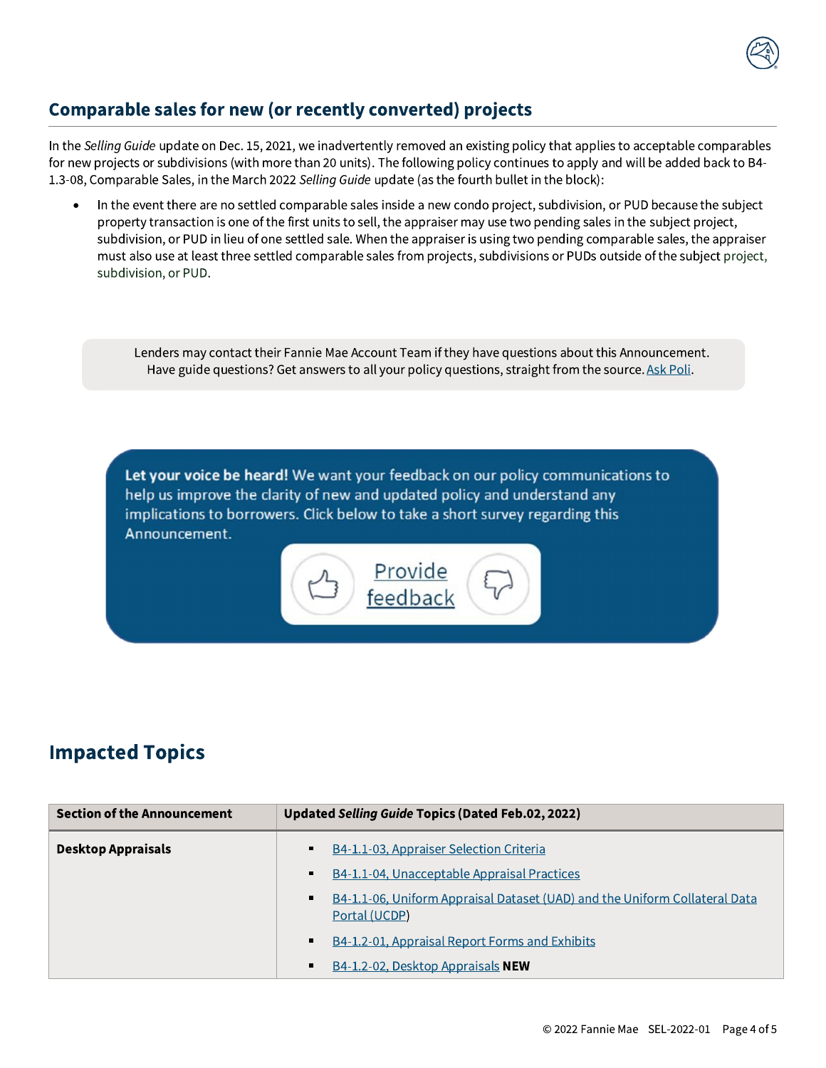## Comparable sales for new (or recently converted) projects

In the *Selling Guide* update on Dec. 15, 2021, we inadvertently removed an existing policy that applies to acceptable comparables for new projects or subdivisions (with more than 20 units). The following policy continues to apply and will be added back to B4-1.3-08, Comparable Sales, in the March 2022 *Selling Guide* update (as the fourth bullet in the block):

- In the event there are no settled comparable sales inside a new condo project, subdivision, or PUD because the subject property transaction is one of the first units to sell, the appraiser may use two pending sales in the subject project, subdivision, or PUD in lieu of one settled sale. When the appraiser is using two pending comparable sales, the appraiser must also use at least three settled comparable sales from projects, subdivisions or PUDs outside of the subject project, subdivision, or PUD.

Lenders may contact their Fannie Mae Account Team if they have questions about this Announcement.
Have guide questions? Get answers to all your policy questions, straight from the source. [Ask Poli](#).

**Let your voice be heard!** We want your feedback on our policy communications to help us improve the clarity of new and updated policy and understand any implications to borrowers. Click below to take a short survey regarding this Announcement.

[Provide feedback](#)

## Impacted Topics

| Section of the Announcement | Updated *Selling Guide* Topics (Dated Feb.02, 2022) |
|---|---|
| **Desktop Appraisals** | ▪ B4-1.1-03, Appraiser Selection Criteria<br>▪ B4-1.1-04, Unacceptable Appraisal Practices<br>▪ B4-1.1-06, Uniform Appraisal Dataset (UAD) and the Uniform Collateral Data Portal (UCDP)<br>▪ B4-1.2-01, Appraisal Report Forms and Exhibits<br>▪ B4-1.2-02, Desktop Appraisals **NEW** |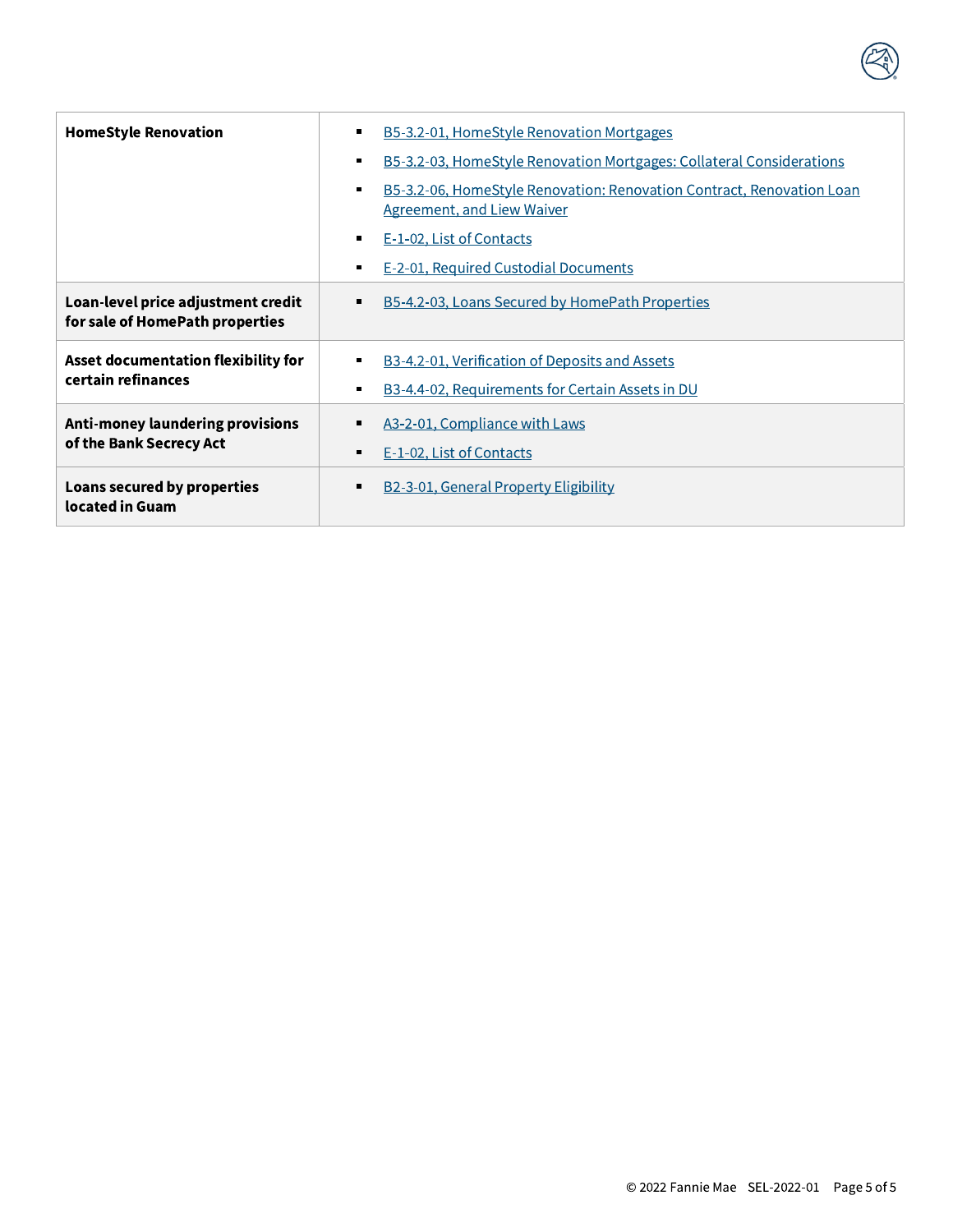| | |
|---|---|
| **HomeStyle Renovation** | ▪ B5-3.2-01, HomeStyle Renovation Mortgages<br>▪ B5-3.2-03, HomeStyle Renovation Mortgages: Collateral Considerations<br>▪ B5-3.2-06, HomeStyle Renovation: Renovation Contract, Renovation Loan Agreement, and Liew Waiver<br>▪ E-1-02, List of Contacts<br>▪ E-2-01, Required Custodial Documents |
| **Loan-level price adjustment credit for sale of HomePath properties** | ▪ B5-4.2-03, Loans Secured by HomePath Properties |
| **Asset documentation flexibility for certain refinances** | ▪ B3-4.2-01, Verification of Deposits and Assets<br>▪ B3-4.4-02, Requirements for Certain Assets in DU |
| **Anti-money laundering provisions of the Bank Secrecy Act** | ▪ A3-2-01, Compliance with Laws<br>▪ E-1-02, List of Contacts |
| **Loans secured by properties located in Guam** | ▪ B2-3-01, General Property Eligibility |